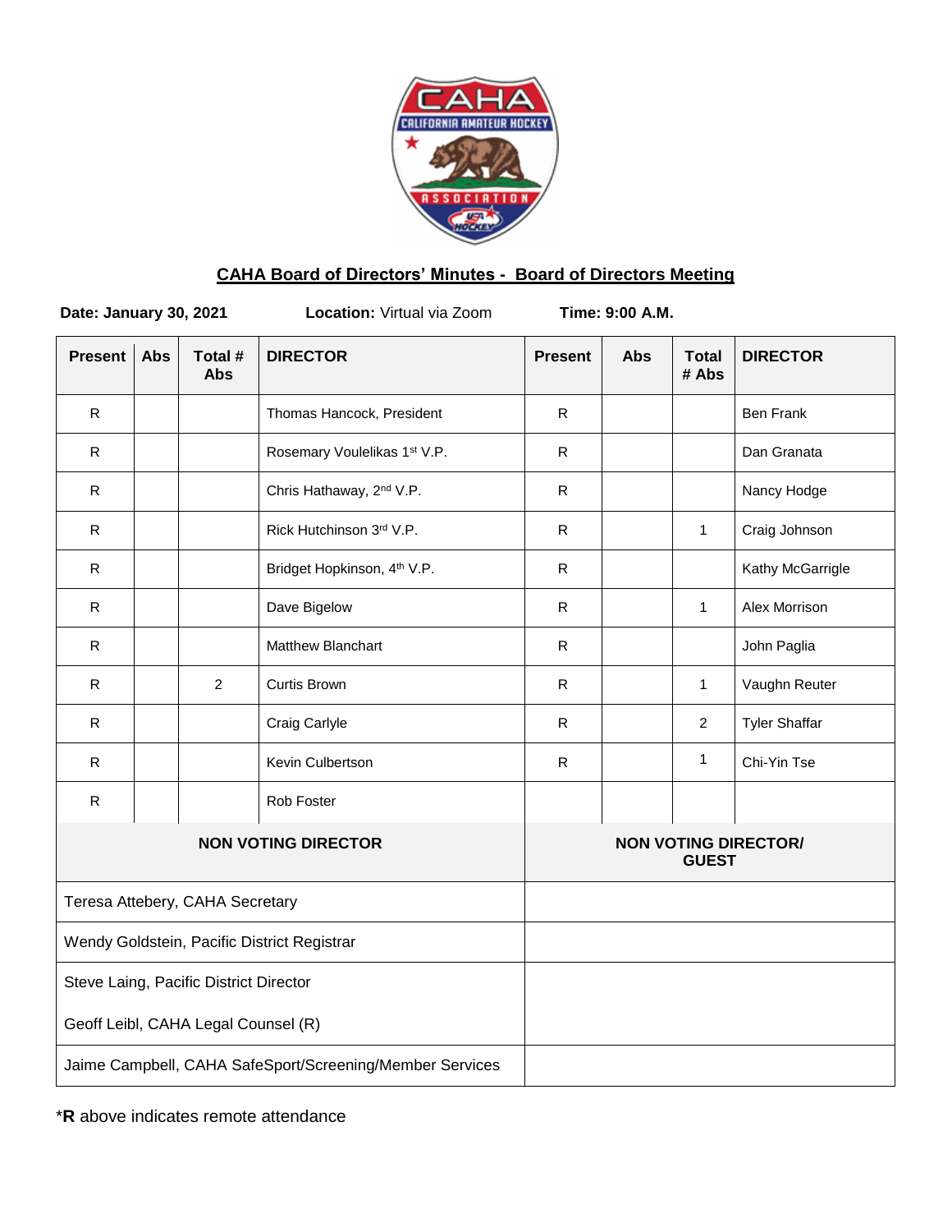## CAHA Board of Directors' Minutes - Board of Directors Meeting

**Date: January 30, 2021** **Location:** Virtual via Zoom **Time: 9:00 A.M.**

| Present | Abs | Total # Abs | DIRECTOR | Present | Abs | Total # Abs | DIRECTOR |
|---|---|---|---|---|---|---|---|
| R | | | Thomas Hancock, President | R | | | Ben Frank |
| R | | | Rosemary Voulelikas 1st V.P. | R | | | Dan Granata |
| R | | | Chris Hathaway, 2nd V.P. | R | | | Nancy Hodge |
| R | | | Rick Hutchinson 3rd V.P. | R | | 1 | Craig Johnson |
| R | | | Bridget Hopkinson, 4th V.P. | R | | | Kathy McGarrigle |
| R | | | Dave Bigelow | R | | 1 | Alex Morrison |
| R | | | Matthew Blanchart | R | | | John Paglia |
| R | | 2 | Curtis Brown | R | | 1 | Vaughn Reuter |
| R | | | Craig Carlyle | R | | 2 | Tyler Shaffar |
| R | | | Kevin Culbertson | R | | 1 | Chi-Yin Tse |
| R | | | Rob Foster | | | | |

| NON VOTING DIRECTOR | NON VOTING DIRECTOR/ GUEST |
|---|---|
| Teresa Attebery, CAHA Secretary | |
| Wendy Goldstein, Pacific District Registrar | |
| Steve Laing, Pacific District Director<br>Geoff Leibl, CAHA Legal Counsel (R) | |
| Jaime Campbell, CAHA SafeSport/Screening/Member Services | |

*__R__ above indicates remote attendance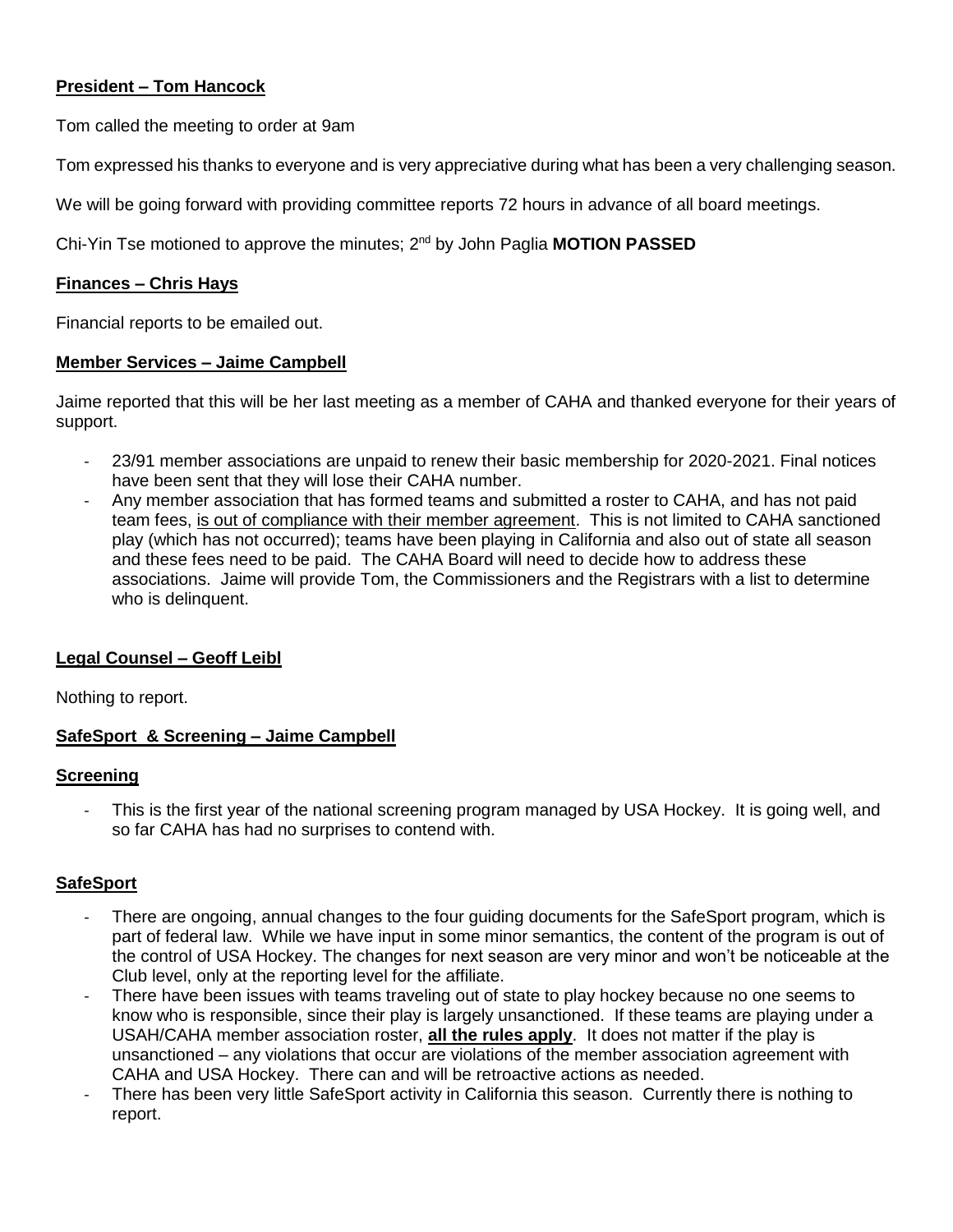**President – Tom Hancock**

Tom called the meeting to order at 9am

Tom expressed his thanks to everyone and is very appreciative during what has been a very challenging season.

We will be going forward with providing committee reports 72 hours in advance of all board meetings.

Chi-Yin Tse motioned to approve the minutes; 2nd by John Paglia **MOTION PASSED**

**Finances – Chris Hays**

Financial reports to be emailed out.

**Member Services – Jaime Campbell**

Jaime reported that this will be her last meeting as a member of CAHA and thanked everyone for their years of support.

- 23/91 member associations are unpaid to renew their basic membership for 2020-2021. Final notices have been sent that they will lose their CAHA number.
- Any member association that has formed teams and submitted a roster to CAHA, and has not paid team fees, is out of compliance with their member agreement. This is not limited to CAHA sanctioned play (which has not occurred); teams have been playing in California and also out of state all season and these fees need to be paid. The CAHA Board will need to decide how to address these associations. Jaime will provide Tom, the Commissioners and the Registrars with a list to determine who is delinquent.

**Legal Counsel – Geoff Leibl**

Nothing to report.

**SafeSport & Screening – Jaime Campbell**

**Screening**

- This is the first year of the national screening program managed by USA Hockey. It is going well, and so far CAHA has had no surprises to contend with.

**SafeSport**

- There are ongoing, annual changes to the four guiding documents for the SafeSport program, which is part of federal law. While we have input in some minor semantics, the content of the program is out of the control of USA Hockey. The changes for next season are very minor and won't be noticeable at the Club level, only at the reporting level for the affiliate.
- There have been issues with teams traveling out of state to play hockey because no one seems to know who is responsible, since their play is largely unsanctioned. If these teams are playing under a USAH/CAHA member association roster, **all the rules apply**. It does not matter if the play is unsanctioned – any violations that occur are violations of the member association agreement with CAHA and USA Hockey. There can and will be retroactive actions as needed.
- There has been very little SafeSport activity in California this season. Currently there is nothing to report.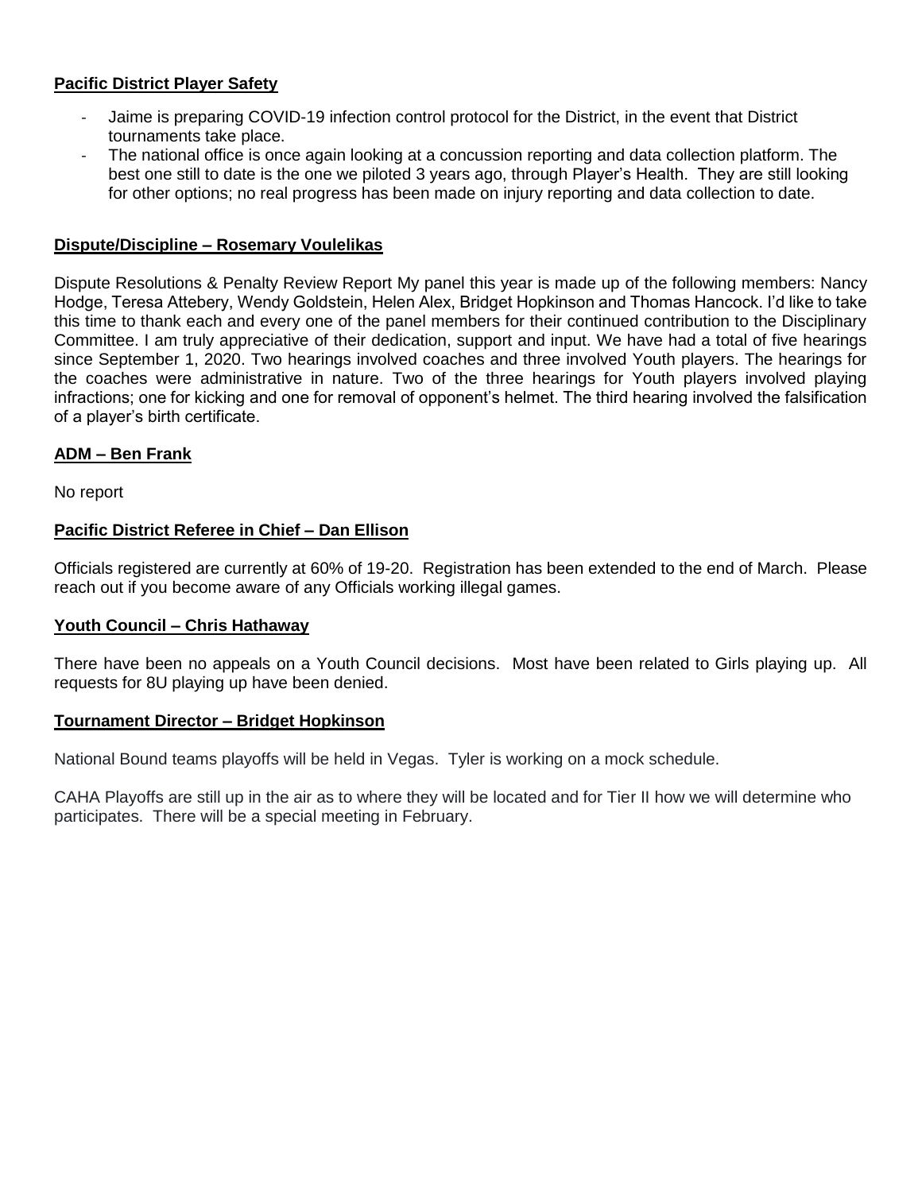**Pacific District Player Safety**

- Jaime is preparing COVID-19 infection control protocol for the District, in the event that District tournaments take place.
- The national office is once again looking at a concussion reporting and data collection platform. The best one still to date is the one we piloted 3 years ago, through Player's Health. They are still looking for other options; no real progress has been made on injury reporting and data collection to date.

**Dispute/Discipline – Rosemary Voulelikas**

Dispute Resolutions & Penalty Review Report My panel this year is made up of the following members: Nancy Hodge, Teresa Attebery, Wendy Goldstein, Helen Alex, Bridget Hopkinson and Thomas Hancock. I'd like to take this time to thank each and every one of the panel members for their continued contribution to the Disciplinary Committee. I am truly appreciative of their dedication, support and input. We have had a total of five hearings since September 1, 2020. Two hearings involved coaches and three involved Youth players. The hearings for the coaches were administrative in nature. Two of the three hearings for Youth players involved playing infractions; one for kicking and one for removal of opponent's helmet. The third hearing involved the falsification of a player's birth certificate.

**ADM – Ben Frank**

No report

**Pacific District Referee in Chief – Dan Ellison**

Officials registered are currently at 60% of 19-20. Registration has been extended to the end of March. Please reach out if you become aware of any Officials working illegal games.

**Youth Council – Chris Hathaway**

There have been no appeals on a Youth Council decisions. Most have been related to Girls playing up. All requests for 8U playing up have been denied.

**Tournament Director – Bridget Hopkinson**

National Bound teams playoffs will be held in Vegas. Tyler is working on a mock schedule.

CAHA Playoffs are still up in the air as to where they will be located and for Tier II how we will determine who participates. There will be a special meeting in February.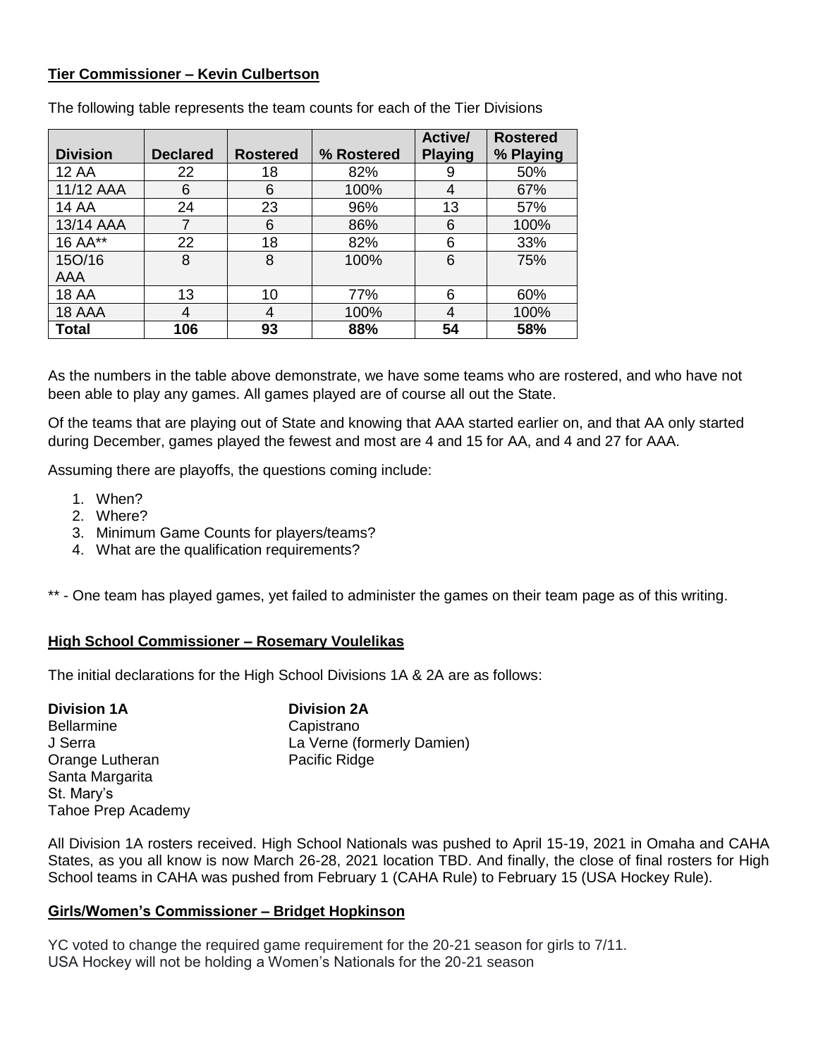**Tier Commissioner – Kevin Culbertson**

The following table represents the team counts for each of the Tier Divisions

| Division | Declared | Rostered | % Rostered | Active/ Playing | Rostered % Playing |
|---|---|---|---|---|---|
| 12 AA | 22 | 18 | 82% | 9 | 50% |
| 11/12 AAA | 6 | 6 | 100% | 4 | 67% |
| 14 AA | 24 | 23 | 96% | 13 | 57% |
| 13/14 AAA | 7 | 6 | 86% | 6 | 100% |
| 16 AA** | 22 | 18 | 82% | 6 | 33% |
| 15O/16 AAA | 8 | 8 | 100% | 6 | 75% |
| 18 AA | 13 | 10 | 77% | 6 | 60% |
| 18 AAA | 4 | 4 | 100% | 4 | 100% |
| **Total** | **106** | **93** | **88%** | **54** | **58%** |

As the numbers in the table above demonstrate, we have some teams who are rostered, and who have not been able to play any games. All games played are of course all out the State.

Of the teams that are playing out of State and knowing that AAA started earlier on, and that AA only started during December, games played the fewest and most are 4 and 15 for AA, and 4 and 27 for AAA.

Assuming there are playoffs, the questions coming include:

1. When?
2. Where?
3. Minimum Game Counts for players/teams?
4. What are the qualification requirements?

** - One team has played games, yet failed to administer the games on their team page as of this writing.

**High School Commissioner – Rosemary Voulelikas**

The initial declarations for the High School Divisions 1A & 2A are as follows:

**Division 1A**
Bellarmine
J Serra
Orange Lutheran
Santa Margarita
St. Mary's
Tahoe Prep Academy

**Division 2A**
Capistrano
La Verne (formerly Damien)
Pacific Ridge

All Division 1A rosters received. High School Nationals was pushed to April 15-19, 2021 in Omaha and CAHA States, as you all know is now March 26-28, 2021 location TBD. And finally, the close of final rosters for High School teams in CAHA was pushed from February 1 (CAHA Rule) to February 15 (USA Hockey Rule).

**Girls/Women's Commissioner – Bridget Hopkinson**

YC voted to change the required game requirement for the 20-21 season for girls to 7/11.
USA Hockey will not be holding a Women's Nationals for the 20-21 season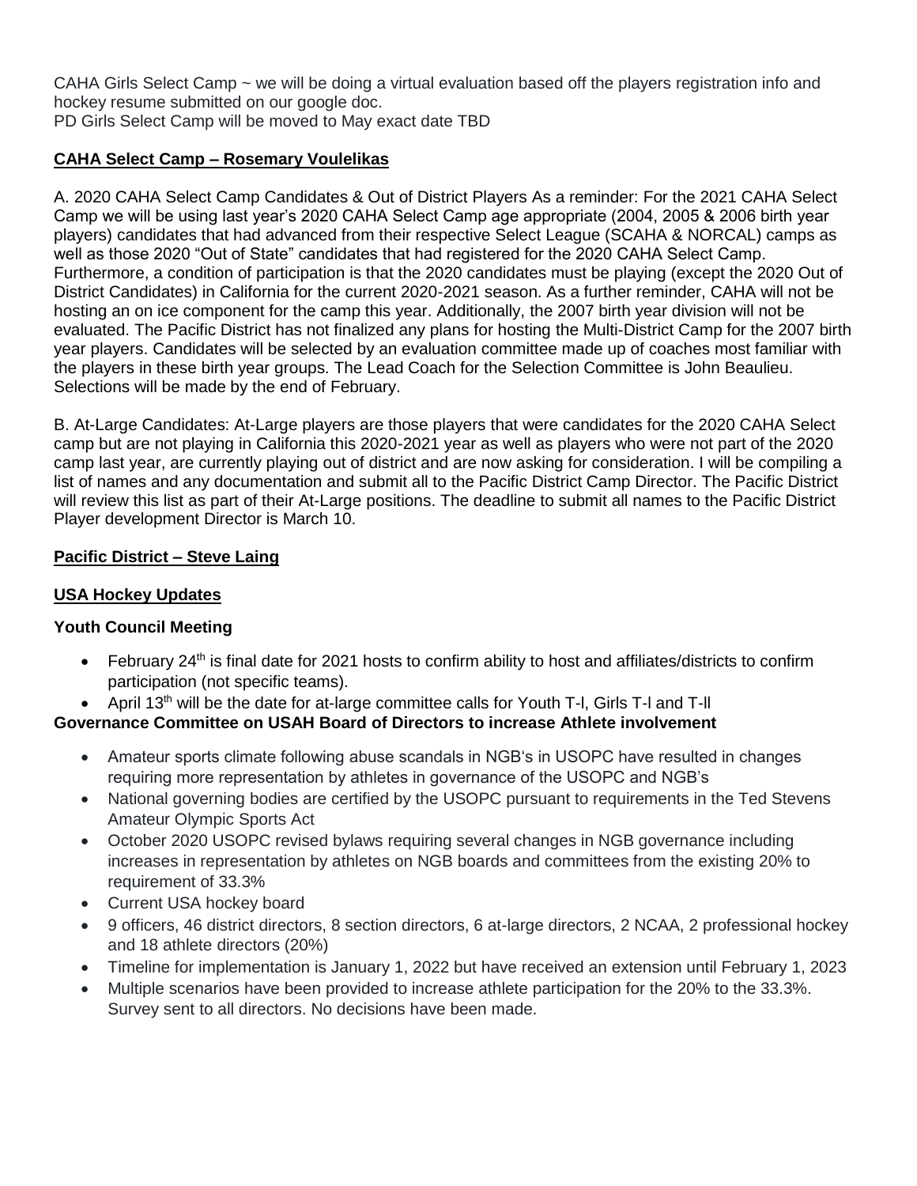CAHA Girls Select Camp ~ we will be doing a virtual evaluation based off the players registration info and hockey resume submitted on our google doc.
PD Girls Select Camp will be moved to May exact date TBD

**CAHA Select Camp – Rosemary Voulelikas**

A. 2020 CAHA Select Camp Candidates & Out of District Players As a reminder: For the 2021 CAHA Select Camp we will be using last year's 2020 CAHA Select Camp age appropriate (2004, 2005 & 2006 birth year players) candidates that had advanced from their respective Select League (SCAHA & NORCAL) camps as well as those 2020 "Out of State" candidates that had registered for the 2020 CAHA Select Camp. Furthermore, a condition of participation is that the 2020 candidates must be playing (except the 2020 Out of District Candidates) in California for the current 2020-2021 season. As a further reminder, CAHA will not be hosting an on ice component for the camp this year. Additionally, the 2007 birth year division will not be evaluated. The Pacific District has not finalized any plans for hosting the Multi-District Camp for the 2007 birth year players. Candidates will be selected by an evaluation committee made up of coaches most familiar with the players in these birth year groups. The Lead Coach for the Selection Committee is John Beaulieu. Selections will be made by the end of February.

B. At-Large Candidates: At-Large players are those players that were candidates for the 2020 CAHA Select camp but are not playing in California this 2020-2021 year as well as players who were not part of the 2020 camp last year, are currently playing out of district and are now asking for consideration. I will be compiling a list of names and any documentation and submit all to the Pacific District Camp Director. The Pacific District will review this list as part of their At-Large positions. The deadline to submit all names to the Pacific District Player development Director is March 10.

**Pacific District – Steve Laing**

**USA Hockey Updates**

**Youth Council Meeting**

- February 24th is final date for 2021 hosts to confirm ability to host and affiliates/districts to confirm participation (not specific teams).
- April 13th will be the date for at-large committee calls for Youth T-I, Girls T-I and T-II

**Governance Committee on USAH Board of Directors to increase Athlete involvement**

- Amateur sports climate following abuse scandals in NGB's in USOPC have resulted in changes requiring more representation by athletes in governance of the USOPC and NGB's
- National governing bodies are certified by the USOPC pursuant to requirements in the Ted Stevens Amateur Olympic Sports Act
- October 2020 USOPC revised bylaws requiring several changes in NGB governance including increases in representation by athletes on NGB boards and committees from the existing 20% to requirement of 33.3%
- Current USA hockey board
- 9 officers, 46 district directors, 8 section directors, 6 at-large directors, 2 NCAA, 2 professional hockey and 18 athlete directors (20%)
- Timeline for implementation is January 1, 2022 but have received an extension until February 1, 2023
- Multiple scenarios have been provided to increase athlete participation for the 20% to the 33.3%. Survey sent to all directors. No decisions have been made.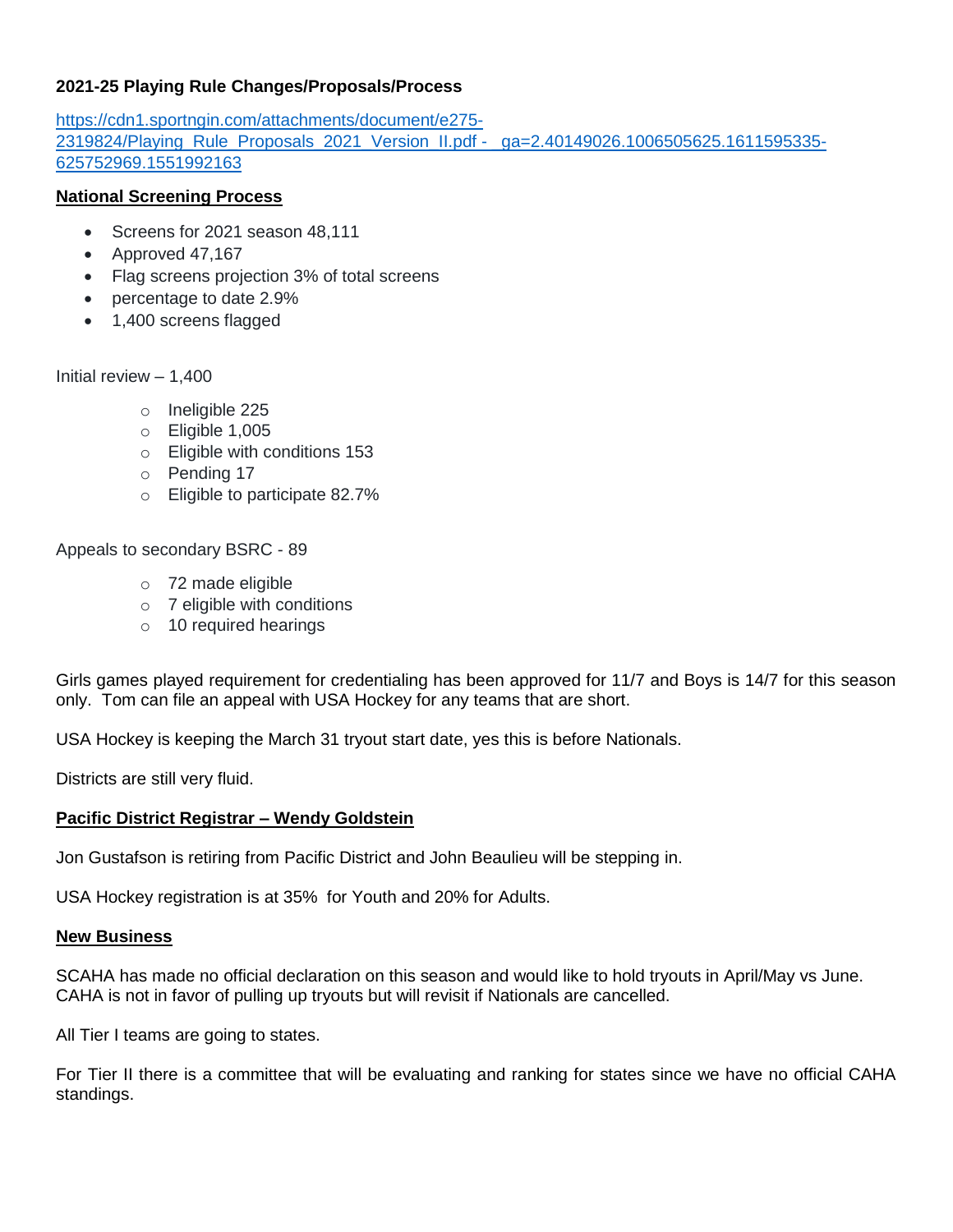**2021-25 Playing Rule Changes/Proposals/Process**

[https://cdn1.sportngin.com/attachments/document/e275-2319824/Playing_Rule_Proposals_2021_Version_II.pdf - _ga=2.40149026.1006505625.1611595335-625752969.1551992163](https://cdn1.sportngin.com/attachments/document/e275-2319824/Playing_Rule_Proposals_2021_Version_II.pdf)

**National Screening Process**

- Screens for 2021 season 48,111
- Approved 47,167
- Flag screens projection 3% of total screens
- percentage to date 2.9%
- 1,400 screens flagged

Initial review – 1,400

- Ineligible 225
- Eligible 1,005
- Eligible with conditions 153
- Pending 17
- Eligible to participate 82.7%

Appeals to secondary BSRC - 89

- 72 made eligible
- 7 eligible with conditions
- 10 required hearings

Girls games played requirement for credentialing has been approved for 11/7 and Boys is 14/7 for this season only. Tom can file an appeal with USA Hockey for any teams that are short.

USA Hockey is keeping the March 31 tryout start date, yes this is before Nationals.

Districts are still very fluid.

**Pacific District Registrar – Wendy Goldstein**

Jon Gustafson is retiring from Pacific District and John Beaulieu will be stepping in.

USA Hockey registration is at 35% for Youth and 20% for Adults.

**New Business**

SCAHA has made no official declaration on this season and would like to hold tryouts in April/May vs June. CAHA is not in favor of pulling up tryouts but will revisit if Nationals are cancelled.

All Tier I teams are going to states.

For Tier II there is a committee that will be evaluating and ranking for states since we have no official CAHA standings.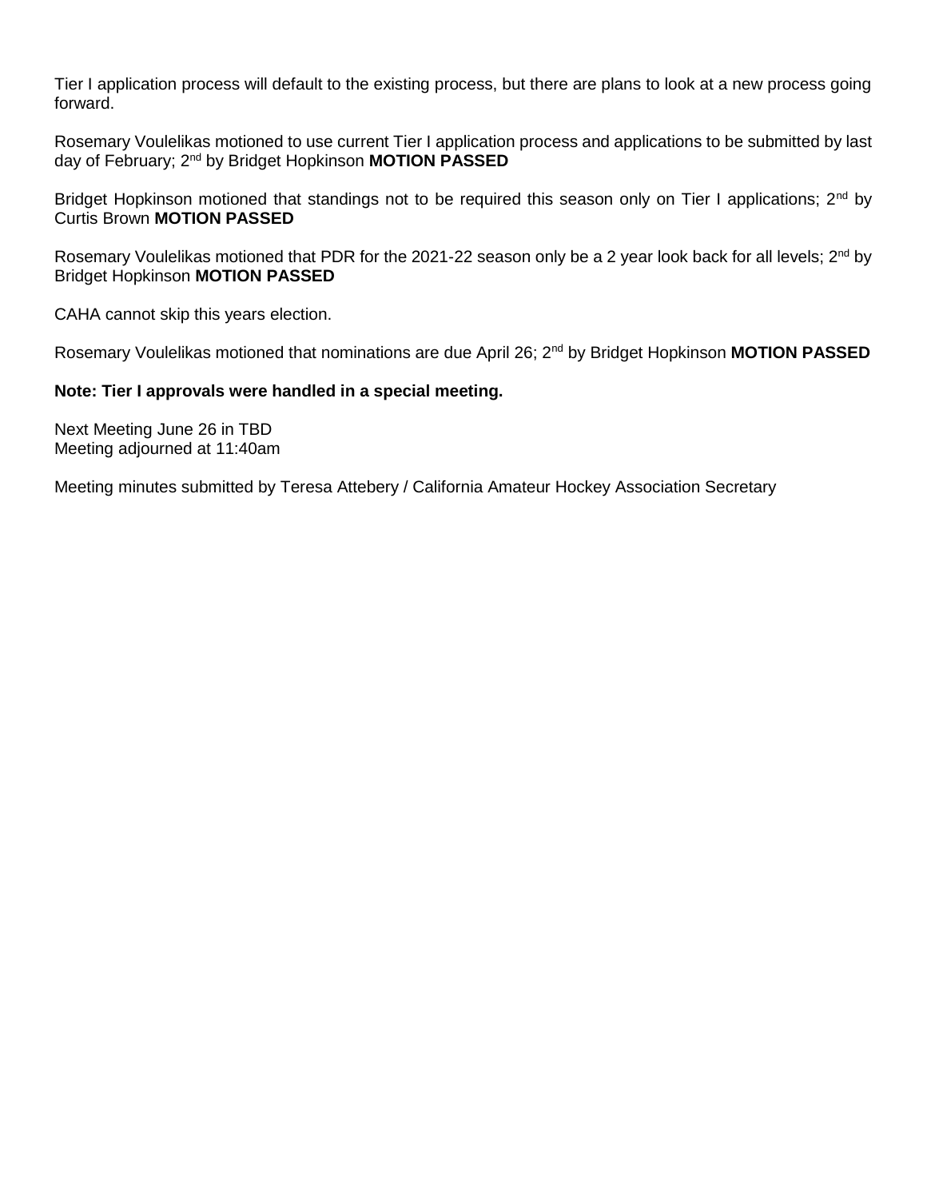Tier I application process will default to the existing process, but there are plans to look at a new process going forward.

Rosemary Voulelikas motioned to use current Tier I application process and applications to be submitted by last day of February; 2nd by Bridget Hopkinson **MOTION PASSED**

Bridget Hopkinson motioned that standings not to be required this season only on Tier I applications; 2nd by Curtis Brown **MOTION PASSED**

Rosemary Voulelikas motioned that PDR for the 2021-22 season only be a 2 year look back for all levels; 2nd by Bridget Hopkinson **MOTION PASSED**

CAHA cannot skip this years election.

Rosemary Voulelikas motioned that nominations are due April 26; 2nd by Bridget Hopkinson **MOTION PASSED**

**Note: Tier I approvals were handled in a special meeting.**

Next Meeting June 26 in TBD
Meeting adjourned at 11:40am

Meeting minutes submitted by Teresa Attebery / California Amateur Hockey Association Secretary